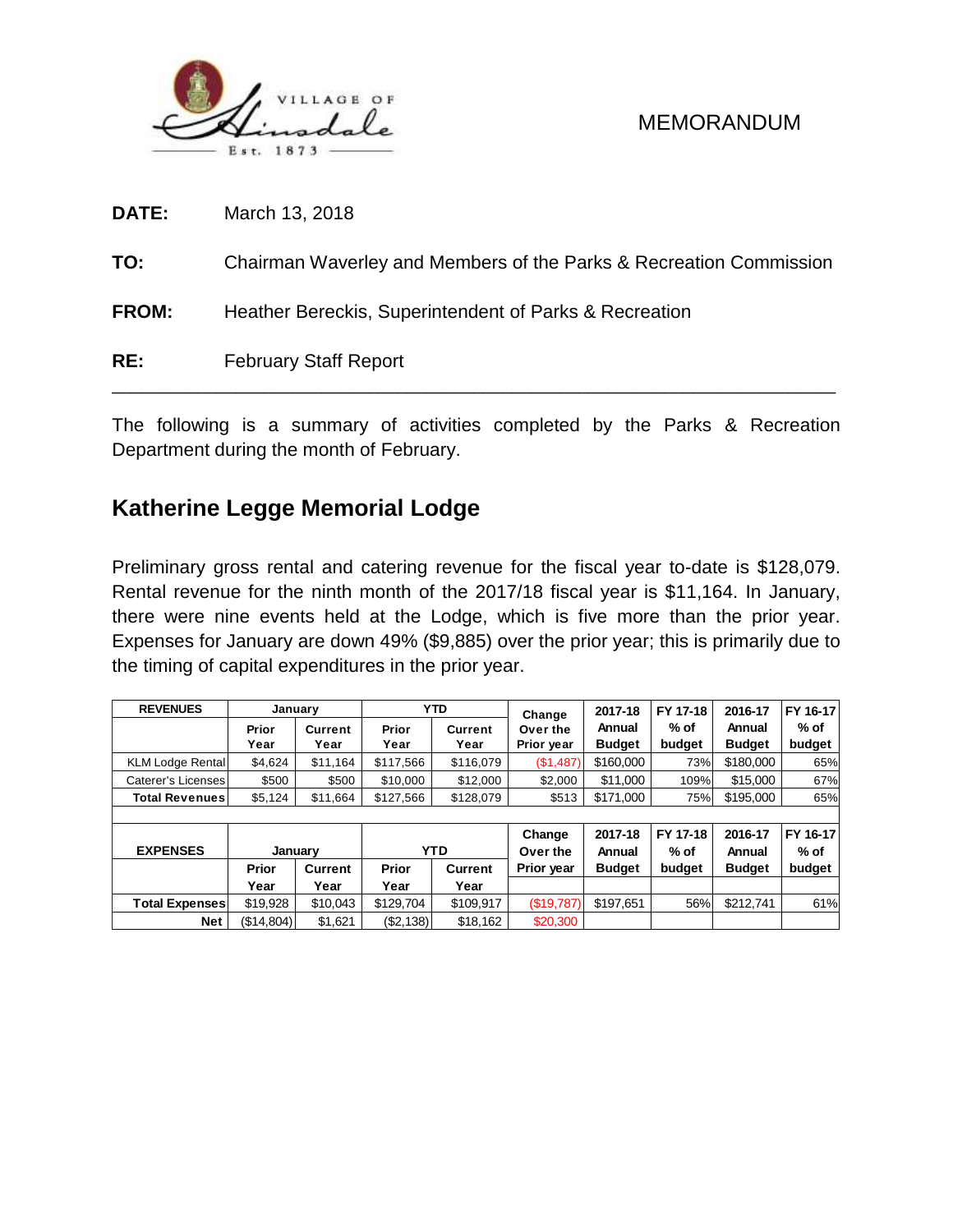VILLAGE OF Hinsdale Est. 1873

MEMORANDUM

**DATE:** March 13, 2018

**TO:** Chairman Waverley and Members of the Parks & Recreation Commission

**FROM:** Heather Bereckis, Superintendent of Parks & Recreation

**RE:** February Staff Report

---

The following is a summary of activities completed by the Parks & Recreation Department during the month of February.

## Katherine Legge Memorial Lodge

Preliminary gross rental and catering revenue for the fiscal year to-date is $128,079. Rental revenue for the ninth month of the 2017/18 fiscal year is $11,164. In January, there were nine events held at the Lodge, which is five more than the prior year. Expenses for January are down 49% ($9,885) over the prior year; this is primarily due to the timing of capital expenditures in the prior year.

| REVENUES | January | | YTD | | Change Over the Prior year | 2017-18 Annual Budget | FY 17-18 % of budget | 2016-17 Annual Budget | FY 16-17 % of budget |
|---|---|---|---|---|---|---|---|---|---|
| | Prior Year | Current Year | Prior Year | Current Year | | | | | |
| KLM Lodge Rental | $4,624 | $11,164 | $117,566 | $116,079 | ($1,487) | $160,000 | 73% | $180,000 | 65% |
| Caterer's Licenses | $500 | $500 | $10,000 | $12,000 | $2,000 | $11,000 | 109% | $15,000 | 67% |
| Total Revenues | $5,124 | $11,664 | $127,566 | $128,079 | $513 | $171,000 | 75% | $195,000 | 65% |

| EXPENSES | January | | YTD | | Change Over the Prior year | 2017-18 Annual Budget | FY 17-18 % of budget | 2016-17 Annual Budget | FY 16-17 % of budget |
|---|---|---|---|---|---|---|---|---|---|
| | Prior Year | Current Year | Prior Year | Current Year | | | | | |
| Total Expenses | $19,928 | $10,043 | $129,704 | $109,917 | ($19,787) | $197,651 | 56% | $212,741 | 61% |
| Net | ($14,804) | $1,621 | ($2,138) | $18,162 | $20,300 | | | | |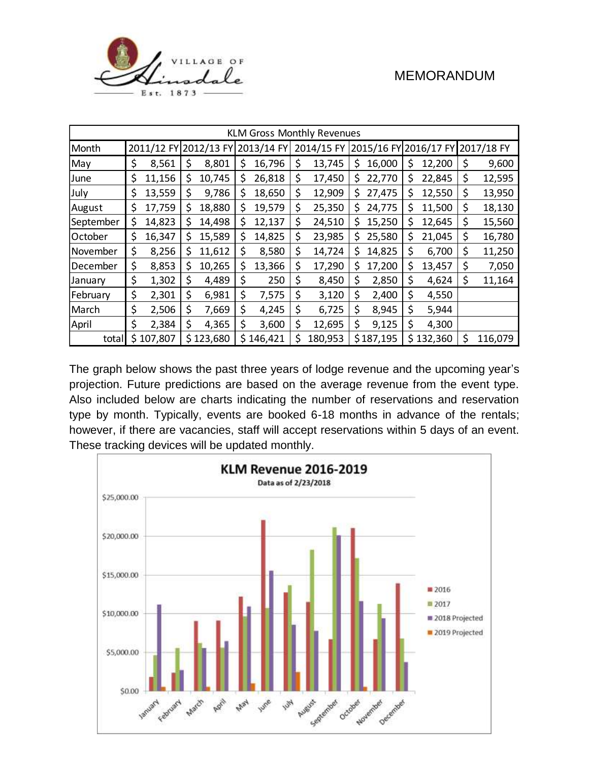VILLAGE OF Hinsdale Est. 1873

MEMORANDUM

| KLM Gross Monthly Revenues | | | | | | | |
|---|---|---|---|---|---|---|---|
| Month | 2011/12 FY | 2012/13 FY | 2013/14 FY | 2014/15 FY | 2015/16 FY | 2016/17 FY | 2017/18 FY |
| May | $ 8,561 | $ 8,801 | $ 16,796 | $ 13,745 | $ 16,000 | $ 12,200 | $ 9,600 |
| June | $ 11,156 | $ 10,745 | $ 26,818 | $ 17,450 | $ 22,770 | $ 22,845 | $ 12,595 |
| July | $ 13,559 | $ 9,786 | $ 18,650 | $ 12,909 | $ 27,475 | $ 12,550 | $ 13,950 |
| August | $ 17,759 | $ 18,880 | $ 19,579 | $ 25,350 | $ 24,775 | $ 11,500 | $ 18,130 |
| September | $ 14,823 | $ 14,498 | $ 12,137 | $ 24,510 | $ 15,250 | $ 12,645 | $ 15,560 |
| October | $ 16,347 | $ 15,589 | $ 14,825 | $ 23,985 | $ 25,580 | $ 21,045 | $ 16,780 |
| November | $ 8,256 | $ 11,612 | $ 8,580 | $ 14,724 | $ 14,825 | $ 6,700 | $ 11,250 |
| December | $ 8,853 | $ 10,265 | $ 13,366 | $ 17,290 | $ 17,200 | $ 13,457 | $ 7,050 |
| January | $ 1,302 | $ 4,489 | $ 250 | $ 8,450 | $ 2,850 | $ 4,624 | $ 11,164 |
| February | $ 2,301 | $ 6,981 | $ 7,575 | $ 3,120 | $ 2,400 | $ 4,550 | |
| March | $ 2,506 | $ 7,669 | $ 4,245 | $ 6,725 | $ 8,945 | $ 5,944 | |
| April | $ 2,384 | $ 4,365 | $ 3,600 | $ 12,695 | $ 9,125 | $ 4,300 | |
| total | $ 107,807 | $ 123,680 | $ 146,421 | $ 180,953 | $ 187,195 | $ 132,360 | $ 116,079 |

The graph below shows the past three years of lodge revenue and the upcoming year's projection. Future predictions are based on the average revenue from the event type. Also included below are charts indicating the number of reservations and reservation type by month. Typically, events are booked 6-18 months in advance of the rentals; however, if there are vacancies, staff will accept reservations within 5 days of an event. These tracking devices will be updated monthly.

**KLM Revenue 2016-2019**

Data as of 2/23/2018

Legend: 2016, 2017, 2018 Projected, 2019 Projected

Y-axis: $0.00, $5,000.00, $10,000.00, $15,000.00, $20,000.00, $25,000.00

X-axis: January, February, March, April, May, June, July, August, September, October, November, December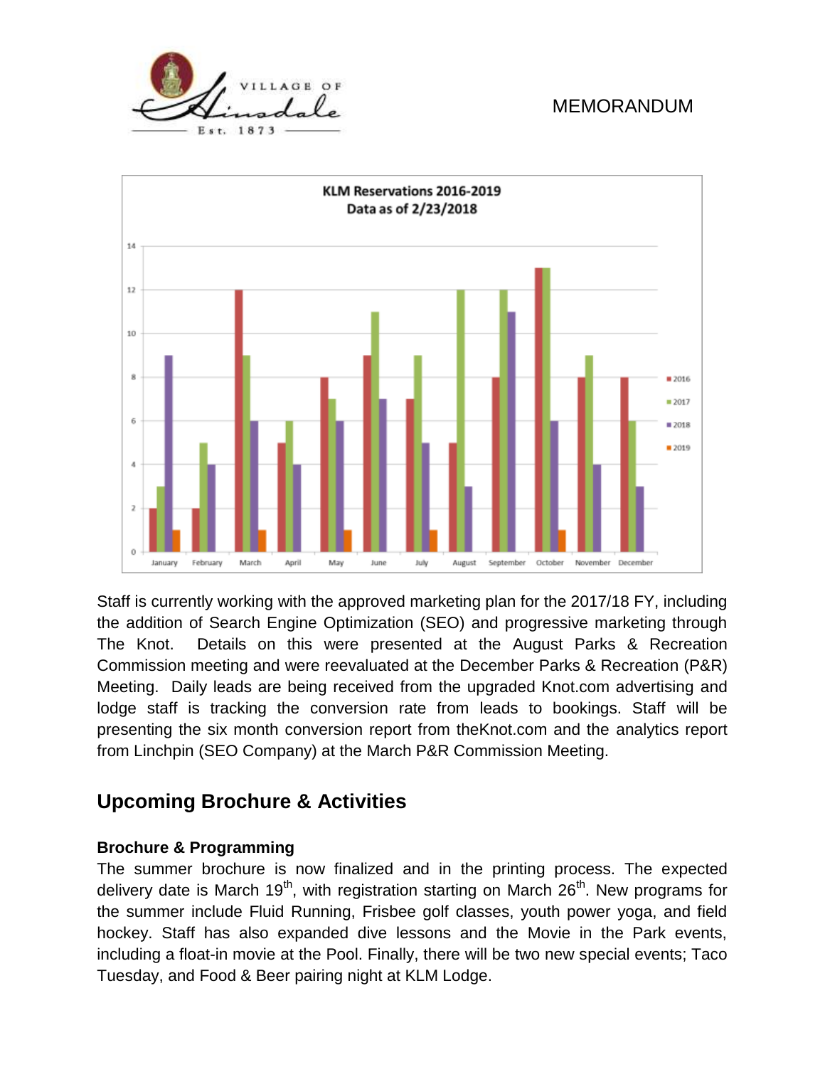**KLM Reservations 2016-2019**
**Data as of 2/23/2018**

| Month | 2016 | 2017 | 2018 | 2019 |
|---|---|---|---|---|
| January | 2 | 3 | 9 | 1 |
| February | 2 | 5 | 4 | |
| March | 12 | 9 | 6 | 1 |
| April | 5 | 6 | 4 | |
| May | 8 | 7 | 6 | 1 |
| June | 9 | 11 | 7 | |
| July | 7 | 9 | 5 | 1 |
| August | 5 | 12 | 3 | |
| September | 8 | 12 | 11 | |
| October | 13 | 13 | 6 | 1 |
| November | 8 | 9 | 4 | |
| December | 8 | 6 | 3 | |

Staff is currently working with the approved marketing plan for the 2017/18 FY, including the addition of Search Engine Optimization (SEO) and progressive marketing through The Knot. Details on this were presented at the August Parks & Recreation Commission meeting and were reevaluated at the December Parks & Recreation (P&R) Meeting. Daily leads are being received from the upgraded Knot.com advertising and lodge staff is tracking the conversion rate from leads to bookings. Staff will be presenting the six month conversion report from theKnot.com and the analytics report from Linchpin (SEO Company) at the March P&R Commission Meeting.

## Upcoming Brochure & Activities

### Brochure & Programming

The summer brochure is now finalized and in the printing process. The expected delivery date is March 19th, with registration starting on March 26th. New programs for the summer include Fluid Running, Frisbee golf classes, youth power yoga, and field hockey. Staff has also expanded dive lessons and the Movie in the Park events, including a float-in movie at the Pool. Finally, there will be two new special events; Taco Tuesday, and Food & Beer pairing night at KLM Lodge.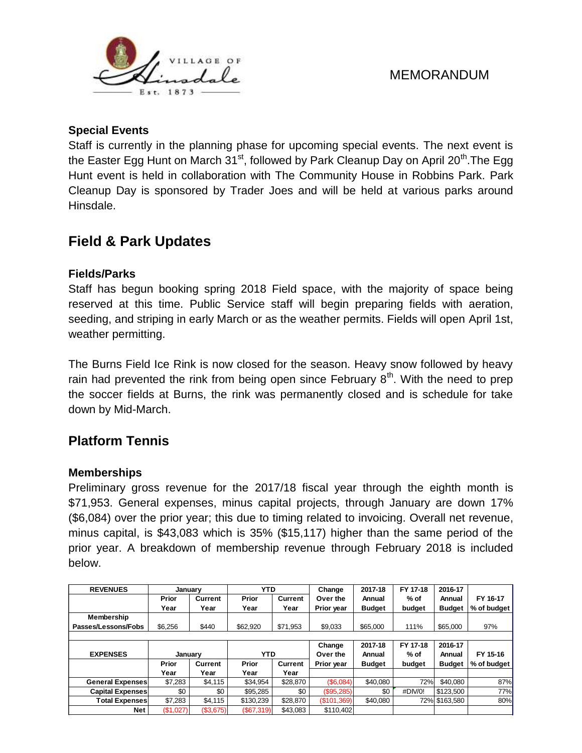MEMORANDUM

### Special Events

Staff is currently in the planning phase for upcoming special events. The next event is the Easter Egg Hunt on March 31st, followed by Park Cleanup Day on April 20th.The Egg Hunt event is held in collaboration with The Community House in Robbins Park. Park Cleanup Day is sponsored by Trader Joes and will be held at various parks around Hinsdale.

## Field & Park Updates

### Fields/Parks

Staff has begun booking spring 2018 Field space, with the majority of space being reserved at this time. Public Service staff will begin preparing fields with aeration, seeding, and striping in early March or as the weather permits. Fields will open April 1st, weather permitting.

The Burns Field Ice Rink is now closed for the season. Heavy snow followed by heavy rain had prevented the rink from being open since February 8th. With the need to prep the soccer fields at Burns, the rink was permanently closed and is schedule for take down by Mid-March.

## Platform Tennis

### Memberships

Preliminary gross revenue for the 2017/18 fiscal year through the eighth month is $71,953. General expenses, minus capital projects, through January are down 17% ($6,084) over the prior year; this due to timing related to invoicing. Overall net revenue, minus capital, is $43,083 which is 35% ($15,117) higher than the same period of the prior year. A breakdown of membership revenue through February 2018 is included below.

| REVENUES | January | | YTD | | Change Over the Prior year | 2017-18 Annual Budget | FY 17-18 % of budget | 2016-17 Annual Budget | FY 16-17 % of budget |
|---|---|---|---|---|---|---|---|---|---|
| | Prior Year | Current Year | Prior Year | Current Year | | | | | |
| Membership Passes/Lessons/Fobs | $6,256 | $440 | $62,920 | $71,953 | $9,033 | $65,000 | 111% | $65,000 | 97% |

| EXPENSES | January | | YTD | | Change Over the Prior year | 2017-18 Annual Budget | FY 17-18 % of budget | 2016-17 Annual Budget | FY 15-16 % of budget |
|---|---|---|---|---|---|---|---|---|---|
| | Prior Year | Current Year | Prior Year | Current Year | | | | | |
| General Expenses | $7,283 | $4,115 | $34,954 | $28,870 | ($6,084) | $40,080 | 72% | $40,080 | 87% |
| Capital Expenses | $0 | $0 | $95,285 | $0 | ($95,285) | $0 | #DIV/0! | $123,500 | 77% |
| Total Expenses | $7,283 | $4,115 | $130,239 | $28,870 | ($101,369) | $40,080 | 72% | $163,580 | 80% |
| Net | ($1,027) | ($3,675) | ($67,319) | $43,083 | $110,402 | | | | |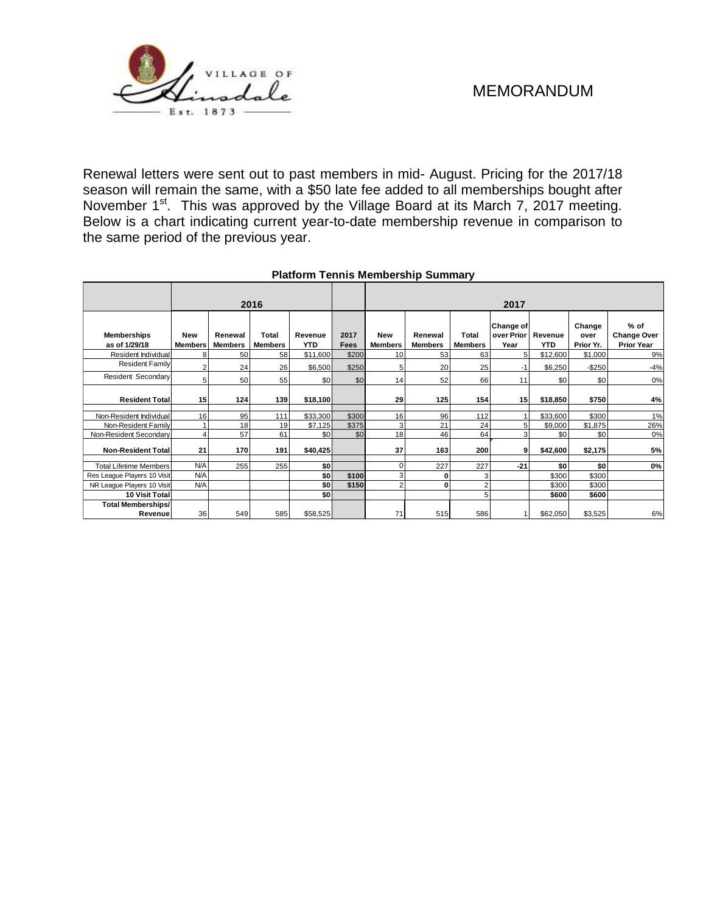VILLAGE OF Hinsdale Est. 1873

MEMORANDUM

Renewal letters were sent out to past members in mid- August. Pricing for the 2017/18 season will remain the same, with a $50 late fee added to all memberships bought after November 1st. This was approved by the Village Board at its March 7, 2017 meeting. Below is a chart indicating current year-to-date membership revenue in comparison to the same period of the previous year.

**Platform Tennis Membership Summary**

| | 2016 | | | | | 2017 | | | | | | |
|---|---|---|---|---|---|---|---|---|---|---|---|---|
| **Memberships as of 1/29/18** | **New Members** | **Renewal Members** | **Total Members** | **Revenue YTD** | **2017 Fees** | **New Members** | **Renewal Members** | **Total Members** | **Change of over Prior Year** | **Revenue YTD** | **Change over Prior Yr.** | **% of Change Over Prior Year** |
| Resident Individual | 8 | 50 | 58 | $11,600 | $200 | 10 | 53 | 63 | 5 | $12,600 | $1,000 | 9% |
| Resident Family | 2 | 24 | 26 | $6,500 | $250 | 5 | 20 | 25 | -1 | $6,250 | -$250 | -4% |
| Resident Secondary | 5 | 50 | 55 | $0 | $0 | 14 | 52 | 66 | 11 | $0 | $0 | 0% |
| **Resident Total** | **15** | **124** | **139** | **$18,100** | | **29** | **125** | **154** | **15** | **$18,850** | **$750** | **4%** |
| Non-Resident Individual | 16 | 95 | 111 | $33,300 | $300 | 16 | 96 | 112 | 1 | $33,600 | $300 | 1% |
| Non-Resident Family | 1 | 18 | 19 | $7,125 | $375 | 3 | 21 | 24 | 5 | $9,000 | $1,875 | 26% |
| Non-Resident Secondary | 4 | 57 | 61 | $0 | $0 | 18 | 46 | 64 | 3 | $0 | $0 | 0% |
| **Non-Resident Total** | **21** | **170** | **191** | **$40,425** | | **37** | **163** | **200** | **9** | **$42,600** | **$2,175** | **5%** |
| Total Lifetime Members | N/A | 255 | 255 | **$0** | | 0 | 227 | 227 | **-21** | **$0** | **$0** | **0%** |
| Res League Players 10 Visit | N/A | | | **$0** | **$100** | 3 | **0** | 3 | | $300 | $300 | |
| NR League Players 10 Visit | N/A | | | **$0** | **$150** | 2 | **0** | 2 | | $300 | $300 | |
| **10 Visit Total** | | | | **$0** | | | | 5 | | **$600** | **$600** | |
| **Total Memberships/ Revenue** | 36 | 549 | 585 | $58,525 | | 71 | 515 | 586 | 1 | $62,050 | $3,525 | 6% |